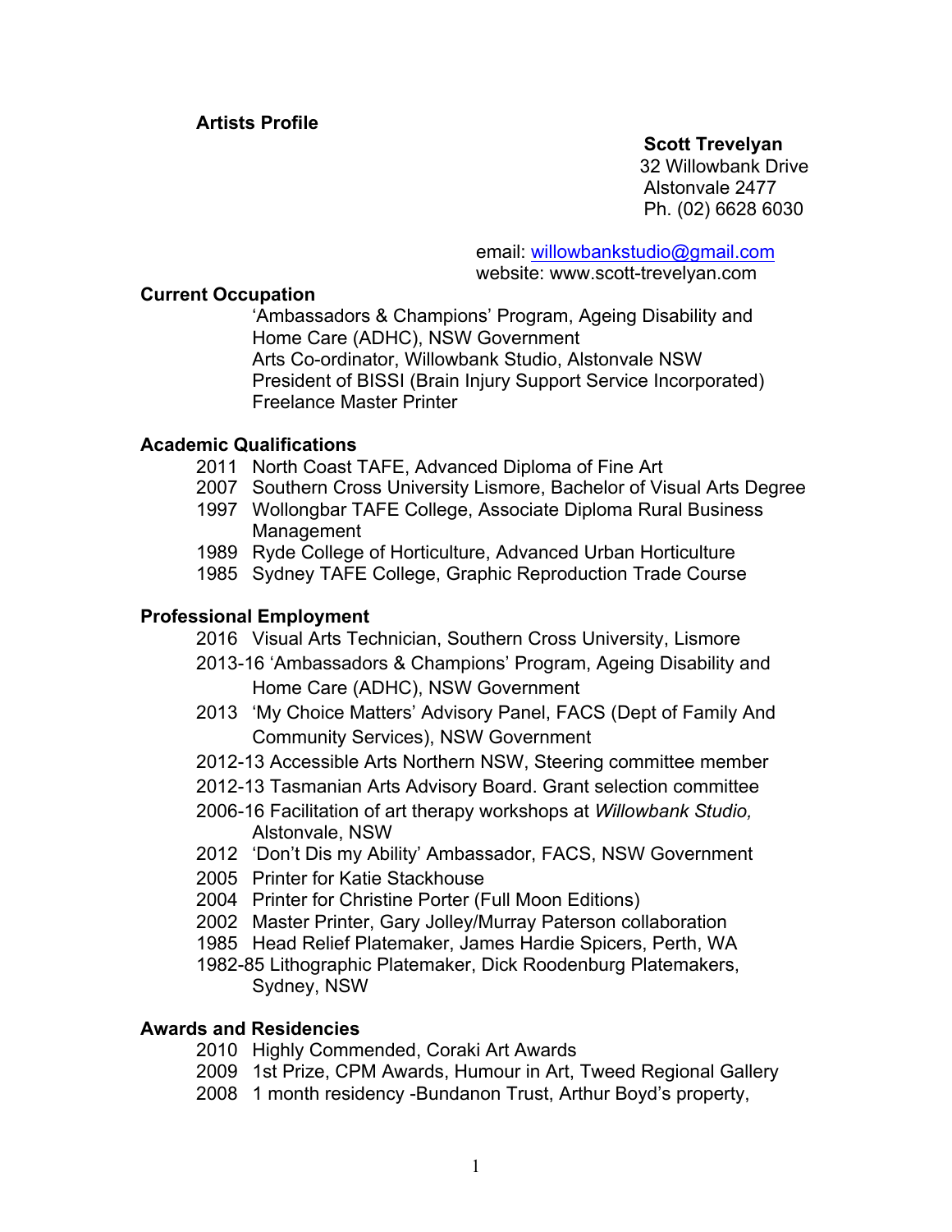**Artists Profile**

**Scott Trevelyan**
32 Willowbank Drive
Alstonvale 2477
Ph. (02) 6628 6030

email: willowbankstudio@gmail.com
website: www.scott-trevelyan.com

### Current Occupation

'Ambassadors & Champions' Program, Ageing Disability and Home Care (ADHC), NSW Government
Arts Co-ordinator, Willowbank Studio, Alstonvale NSW
President of BISSI (Brain Injury Support Service Incorporated)
Freelance Master Printer

### Academic Qualifications

- 2011 North Coast TAFE, Advanced Diploma of Fine Art
- 2007 Southern Cross University Lismore, Bachelor of Visual Arts Degree
- 1997 Wollongbar TAFE College, Associate Diploma Rural Business Management
- 1989 Ryde College of Horticulture, Advanced Urban Horticulture
- 1985 Sydney TAFE College, Graphic Reproduction Trade Course

### Professional Employment

- 2016 Visual Arts Technician, Southern Cross University, Lismore
- 2013-16 'Ambassadors & Champions' Program, Ageing Disability and Home Care (ADHC), NSW Government
- 2013 'My Choice Matters' Advisory Panel, FACS (Dept of Family And Community Services), NSW Government
- 2012-13 Accessible Arts Northern NSW, Steering committee member
- 2012-13 Tasmanian Arts Advisory Board. Grant selection committee
- 2006-16 Facilitation of art therapy workshops at *Willowbank Studio,* Alstonvale, NSW
- 2012 'Don't Dis my Ability' Ambassador, FACS, NSW Government
- 2005 Printer for Katie Stackhouse
- 2004 Printer for Christine Porter (Full Moon Editions)
- 2002 Master Printer, Gary Jolley/Murray Paterson collaboration
- 1985 Head Relief Platemaker, James Hardie Spicers, Perth, WA
- 1982-85 Lithographic Platemaker, Dick Roodenburg Platemakers, Sydney, NSW

### Awards and Residencies

- 2010 Highly Commended, Coraki Art Awards
- 2009 1st Prize, CPM Awards, Humour in Art, Tweed Regional Gallery
- 2008 1 month residency -Bundanon Trust, Arthur Boyd's property,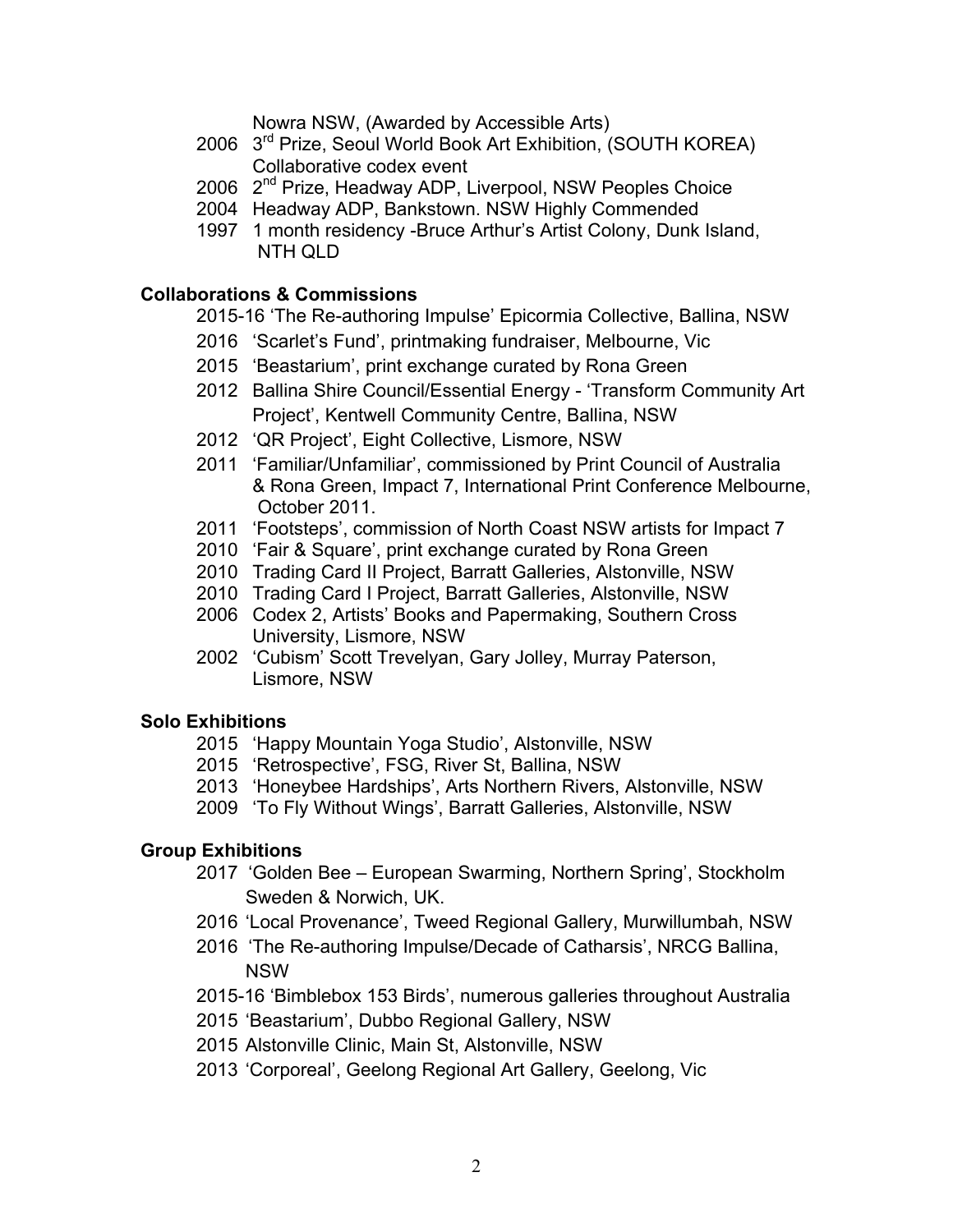Nowra NSW, (Awarded by Accessible Arts)

- 2006 3rd Prize, Seoul World Book Art Exhibition, (SOUTH KOREA) Collaborative codex event
- 2006 2nd Prize, Headway ADP, Liverpool, NSW Peoples Choice
- 2004 Headway ADP, Bankstown. NSW Highly Commended
- 1997 1 month residency -Bruce Arthur's Artist Colony, Dunk Island, NTH QLD

**Collaborations & Commissions**

- 2015-16 'The Re-authoring Impulse' Epicormia Collective, Ballina, NSW
- 2016 'Scarlet's Fund', printmaking fundraiser, Melbourne, Vic
- 2015 'Beastarium', print exchange curated by Rona Green
- 2012 Ballina Shire Council/Essential Energy - 'Transform Community Art Project', Kentwell Community Centre, Ballina, NSW
- 2012 'QR Project', Eight Collective, Lismore, NSW
- 2011 'Familiar/Unfamiliar', commissioned by Print Council of Australia & Rona Green, Impact 7, International Print Conference Melbourne, October 2011.
- 2011 'Footsteps', commission of North Coast NSW artists for Impact 7
- 2010 'Fair & Square', print exchange curated by Rona Green
- 2010 Trading Card II Project, Barratt Galleries, Alstonville, NSW
- 2010 Trading Card I Project, Barratt Galleries, Alstonville, NSW
- 2006 Codex 2, Artists' Books and Papermaking, Southern Cross University, Lismore, NSW
- 2002 'Cubism' Scott Trevelyan, Gary Jolley, Murray Paterson, Lismore, NSW

**Solo Exhibitions**

- 2015 'Happy Mountain Yoga Studio', Alstonville, NSW
- 2015 'Retrospective', FSG, River St, Ballina, NSW
- 2013 'Honeybee Hardships', Arts Northern Rivers, Alstonville, NSW
- 2009 'To Fly Without Wings', Barratt Galleries, Alstonville, NSW

**Group Exhibitions**

- 2017 'Golden Bee – European Swarming, Northern Spring', Stockholm Sweden & Norwich, UK.
- 2016 'Local Provenance', Tweed Regional Gallery, Murwillumbah, NSW
- 2016 'The Re-authoring Impulse/Decade of Catharsis', NRCG Ballina, NSW
- 2015-16 'Bimblebox 153 Birds', numerous galleries throughout Australia
- 2015 'Beastarium', Dubbo Regional Gallery, NSW
- 2015 Alstonville Clinic, Main St, Alstonville, NSW
- 2013 'Corporeal', Geelong Regional Art Gallery, Geelong, Vic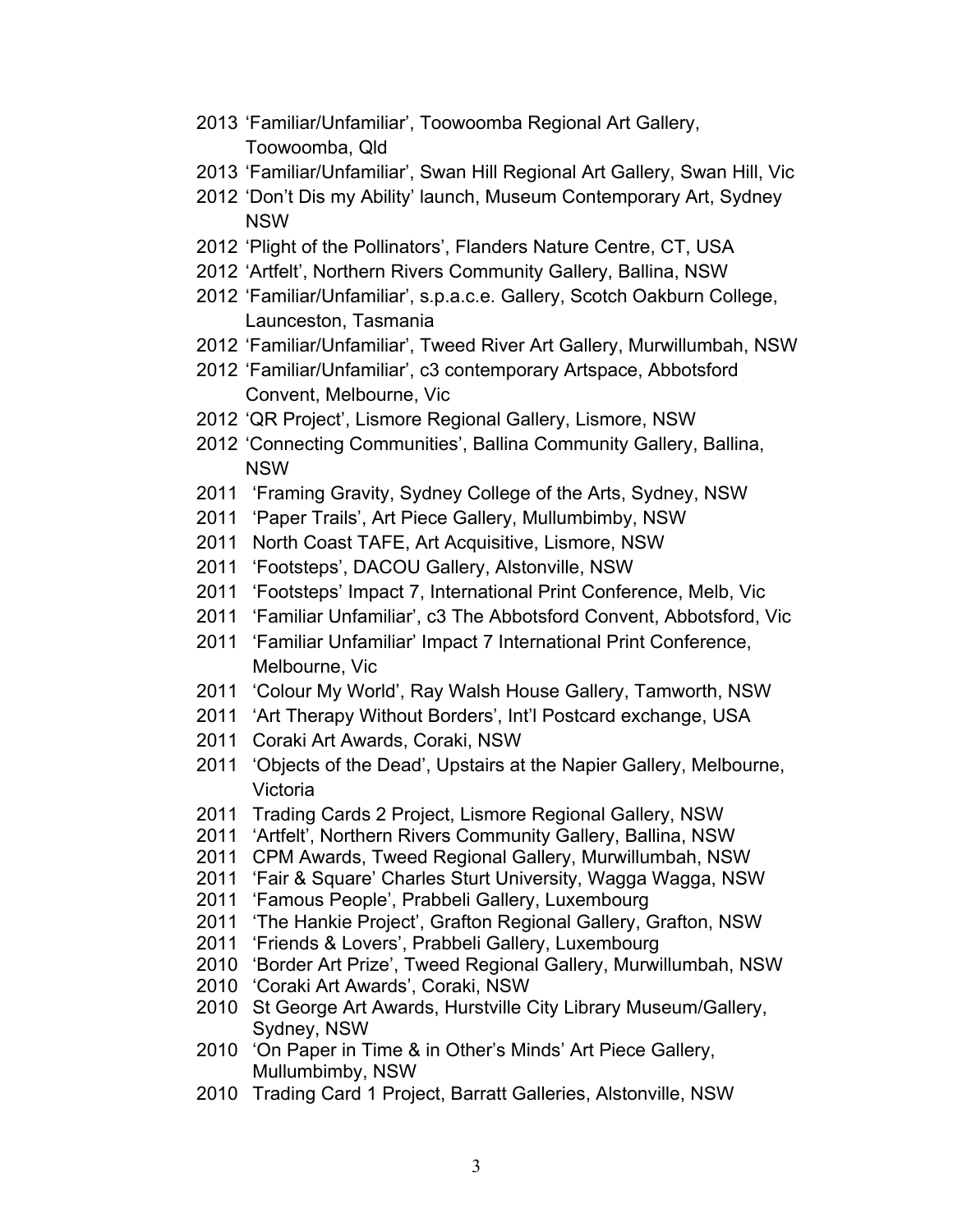2013 'Familiar/Unfamiliar', Toowoomba Regional Art Gallery, Toowoomba, Qld
2013 'Familiar/Unfamiliar', Swan Hill Regional Art Gallery, Swan Hill, Vic
2012 'Don't Dis my Ability' launch, Museum Contemporary Art, Sydney NSW
2012 'Plight of the Pollinators', Flanders Nature Centre, CT, USA
2012 'Artfelt', Northern Rivers Community Gallery, Ballina, NSW
2012 'Familiar/Unfamiliar', s.p.a.c.e. Gallery, Scotch Oakburn College, Launceston, Tasmania
2012 'Familiar/Unfamiliar', Tweed River Art Gallery, Murwillumbah, NSW
2012 'Familiar/Unfamiliar', c3 contemporary Artspace, Abbotsford Convent, Melbourne, Vic
2012 'QR Project', Lismore Regional Gallery, Lismore, NSW
2012 'Connecting Communities', Ballina Community Gallery, Ballina, NSW
2011 'Framing Gravity, Sydney College of the Arts, Sydney, NSW
2011 'Paper Trails', Art Piece Gallery, Mullumbimby, NSW
2011 North Coast TAFE, Art Acquisitive, Lismore, NSW
2011 'Footsteps', DACOU Gallery, Alstonville, NSW
2011 'Footsteps' Impact 7, International Print Conference, Melb, Vic
2011 'Familiar Unfamiliar', c3 The Abbotsford Convent, Abbotsford, Vic
2011 'Familiar Unfamiliar' Impact 7 International Print Conference, Melbourne, Vic
2011 'Colour My World', Ray Walsh House Gallery, Tamworth, NSW
2011 'Art Therapy Without Borders', Int'l Postcard exchange, USA
2011 Coraki Art Awards, Coraki, NSW
2011 'Objects of the Dead', Upstairs at the Napier Gallery, Melbourne, Victoria
2011 Trading Cards 2 Project, Lismore Regional Gallery, NSW
2011 'Artfelt', Northern Rivers Community Gallery, Ballina, NSW
2011 CPM Awards, Tweed Regional Gallery, Murwillumbah, NSW
2011 'Fair & Square' Charles Sturt University, Wagga Wagga, NSW
2011 'Famous People', Prabbeli Gallery, Luxembourg
2011 'The Hankie Project', Grafton Regional Gallery, Grafton, NSW
2011 'Friends & Lovers', Prabbeli Gallery, Luxembourg
2010 'Border Art Prize', Tweed Regional Gallery, Murwillumbah, NSW
2010 'Coraki Art Awards', Coraki, NSW
2010 St George Art Awards, Hurstville City Library Museum/Gallery, Sydney, NSW
2010 'On Paper in Time & in Other's Minds' Art Piece Gallery, Mullumbimby, NSW
2010 Trading Card 1 Project, Barratt Galleries, Alstonville, NSW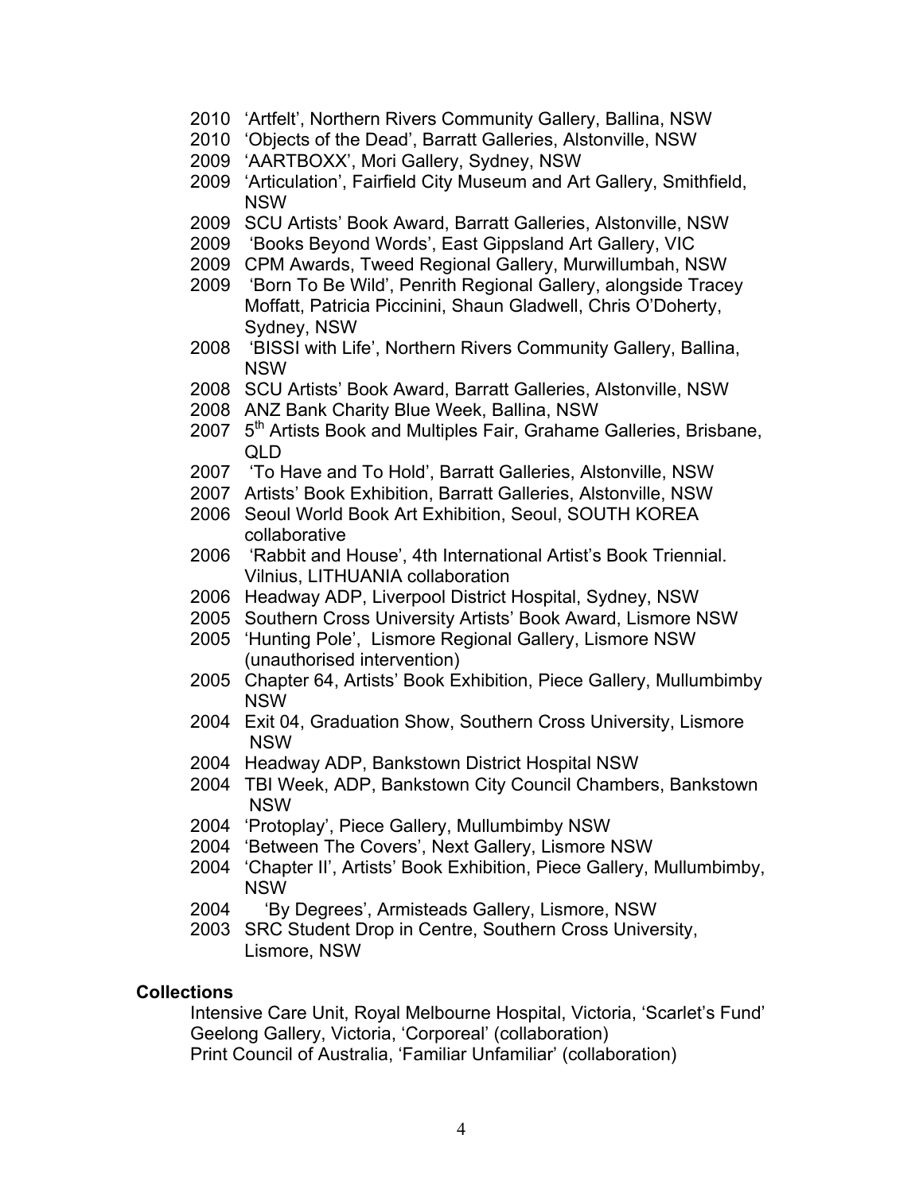2010 'Artfelt', Northern Rivers Community Gallery, Ballina, NSW
2010 'Objects of the Dead', Barratt Galleries, Alstonville, NSW
2009 'AARTBOXX', Mori Gallery, Sydney, NSW
2009 'Articulation', Fairfield City Museum and Art Gallery, Smithfield, NSW
2009 SCU Artists' Book Award, Barratt Galleries, Alstonville, NSW
2009 'Books Beyond Words', East Gippsland Art Gallery, VIC
2009 CPM Awards, Tweed Regional Gallery, Murwillumbah, NSW
2009 'Born To Be Wild', Penrith Regional Gallery, alongside Tracey Moffatt, Patricia Piccinini, Shaun Gladwell, Chris O'Doherty, Sydney, NSW
2008 'BISSI with Life', Northern Rivers Community Gallery, Ballina, NSW
2008 SCU Artists' Book Award, Barratt Galleries, Alstonville, NSW
2008 ANZ Bank Charity Blue Week, Ballina, NSW
2007 5th Artists Book and Multiples Fair, Grahame Galleries, Brisbane, QLD
2007 'To Have and To Hold', Barratt Galleries, Alstonville, NSW
2007 Artists' Book Exhibition, Barratt Galleries, Alstonville, NSW
2006 Seoul World Book Art Exhibition, Seoul, SOUTH KOREA collaborative
2006 'Rabbit and House', 4th International Artist's Book Triennial. Vilnius, LITHUANIA collaboration
2006 Headway ADP, Liverpool District Hospital, Sydney, NSW
2005 Southern Cross University Artists' Book Award, Lismore NSW
2005 'Hunting Pole', Lismore Regional Gallery, Lismore NSW (unauthorised intervention)
2005 Chapter 64, Artists' Book Exhibition, Piece Gallery, Mullumbimby NSW
2004 Exit 04, Graduation Show, Southern Cross University, Lismore NSW
2004 Headway ADP, Bankstown District Hospital NSW
2004 TBI Week, ADP, Bankstown City Council Chambers, Bankstown NSW
2004 'Protoplay', Piece Gallery, Mullumbimby NSW
2004 'Between The Covers', Next Gallery, Lismore NSW
2004 'Chapter II', Artists' Book Exhibition, Piece Gallery, Mullumbimby, NSW
2004 'By Degrees', Armisteads Gallery, Lismore, NSW
2003 SRC Student Drop in Centre, Southern Cross University, Lismore, NSW

## Collections

Intensive Care Unit, Royal Melbourne Hospital, Victoria, 'Scarlet's Fund'
Geelong Gallery, Victoria, 'Corporeal' (collaboration)
Print Council of Australia, 'Familiar Unfamiliar' (collaboration)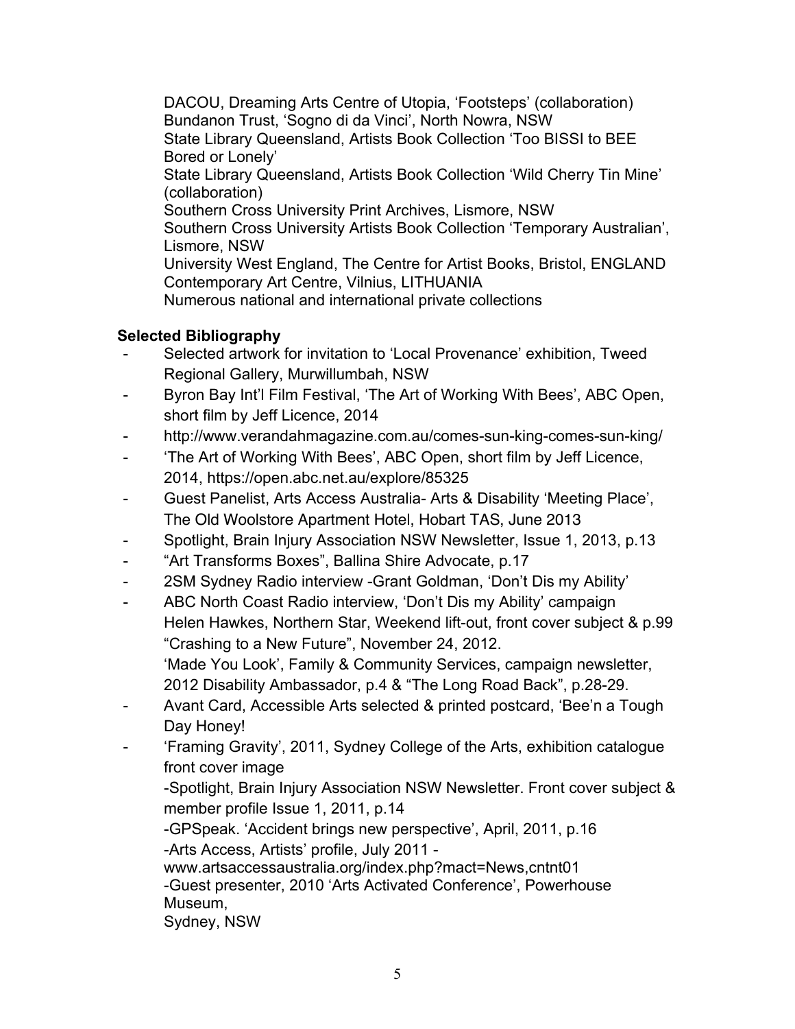DACOU, Dreaming Arts Centre of Utopia, 'Footsteps' (collaboration)
Bundanon Trust, 'Sogno di da Vinci', North Nowra, NSW
State Library Queensland, Artists Book Collection 'Too BISSI to BEE Bored or Lonely'
State Library Queensland, Artists Book Collection 'Wild Cherry Tin Mine' (collaboration)
Southern Cross University Print Archives, Lismore, NSW
Southern Cross University Artists Book Collection 'Temporary Australian', Lismore, NSW
University West England, The Centre for Artist Books, Bristol, ENGLAND
Contemporary Art Centre, Vilnius, LITHUANIA
Numerous national and international private collections

**Selected Bibliography**

- Selected artwork for invitation to 'Local Provenance' exhibition, Tweed Regional Gallery, Murwillumbah, NSW
- Byron Bay Int'l Film Festival, 'The Art of Working With Bees', ABC Open, short film by Jeff Licence, 2014
- http://www.verandahmagazine.com.au/comes-sun-king-comes-sun-king/
- 'The Art of Working With Bees', ABC Open, short film by Jeff Licence, 2014, https://open.abc.net.au/explore/85325
- Guest Panelist, Arts Access Australia- Arts & Disability 'Meeting Place', The Old Woolstore Apartment Hotel, Hobart TAS, June 2013
- Spotlight, Brain Injury Association NSW Newsletter, Issue 1, 2013, p.13
- "Art Transforms Boxes", Ballina Shire Advocate, p.17
- 2SM Sydney Radio interview -Grant Goldman, 'Don't Dis my Ability'
- ABC North Coast Radio interview, 'Don't Dis my Ability' campaign
  Helen Hawkes, Northern Star, Weekend lift-out, front cover subject & p.99 "Crashing to a New Future", November 24, 2012.
  'Made You Look', Family & Community Services, campaign newsletter, 2012 Disability Ambassador, p.4 & "The Long Road Back", p.28-29.
- Avant Card, Accessible Arts selected & printed postcard, 'Bee'n a Tough Day Honey!
- 'Framing Gravity', 2011, Sydney College of the Arts, exhibition catalogue front cover image
  -Spotlight, Brain Injury Association NSW Newsletter. Front cover subject & member profile Issue 1, 2011, p.14
  -GPSpeak. 'Accident brings new perspective', April, 2011, p.16
  -Arts Access, Artists' profile, July 2011 - www.artsaccessaustralia.org/index.php?mact=News,cntnt01
  -Guest presenter, 2010 'Arts Activated Conference', Powerhouse Museum,
  Sydney, NSW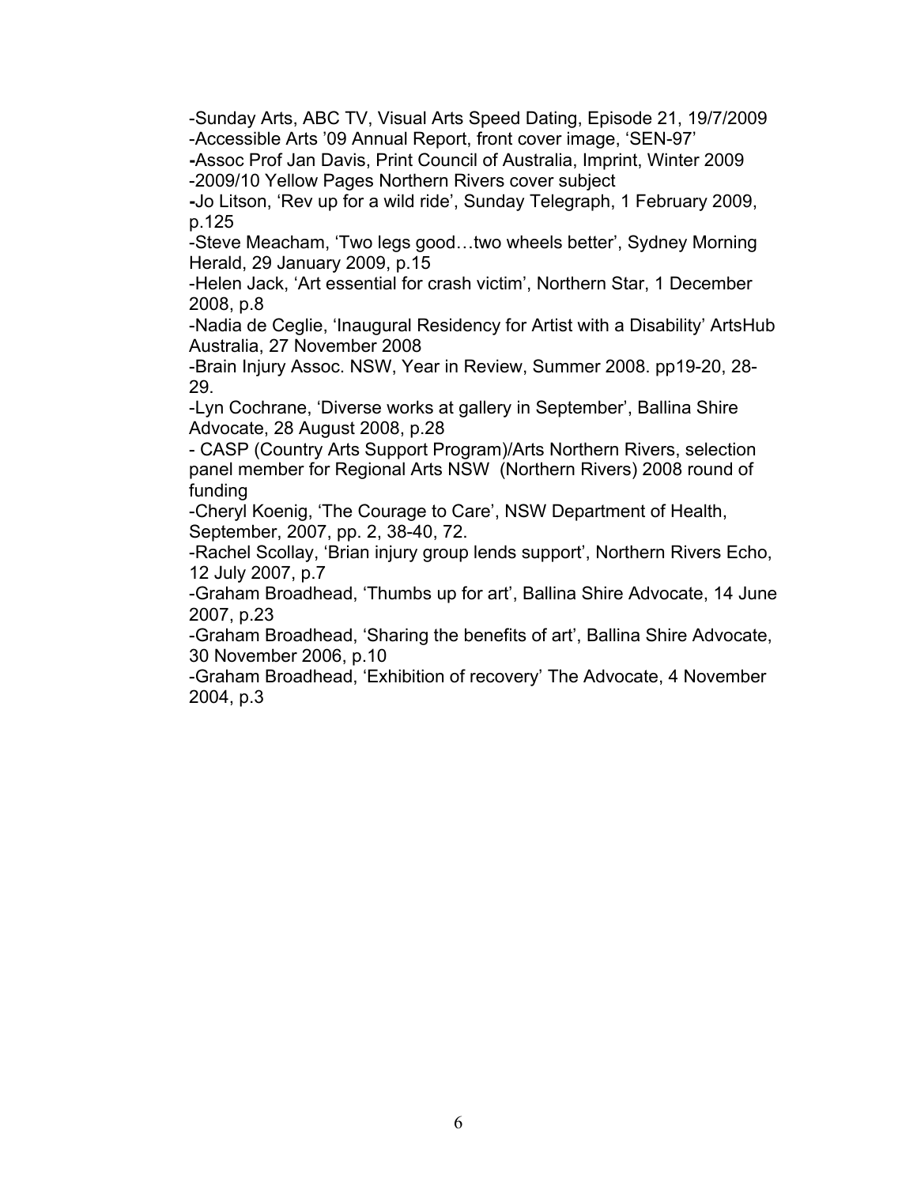-Sunday Arts, ABC TV, Visual Arts Speed Dating, Episode 21, 19/7/2009
-Accessible Arts '09 Annual Report, front cover image, 'SEN-97'
-Assoc Prof Jan Davis, Print Council of Australia, Imprint, Winter 2009
-2009/10 Yellow Pages Northern Rivers cover subject
-Jo Litson, 'Rev up for a wild ride', Sunday Telegraph, 1 February 2009, p.125
-Steve Meacham, 'Two legs good…two wheels better', Sydney Morning Herald, 29 January 2009, p.15
-Helen Jack, 'Art essential for crash victim', Northern Star, 1 December 2008, p.8
-Nadia de Ceglie, 'Inaugural Residency for Artist with a Disability' ArtsHub Australia, 27 November 2008
-Brain Injury Assoc. NSW, Year in Review, Summer 2008. pp19-20, 28-29.
-Lyn Cochrane, 'Diverse works at gallery in September', Ballina Shire Advocate, 28 August 2008, p.28
- CASP (Country Arts Support Program)/Arts Northern Rivers, selection panel member for Regional Arts NSW (Northern Rivers) 2008 round of funding
-Cheryl Koenig, 'The Courage to Care', NSW Department of Health, September, 2007, pp. 2, 38-40, 72.
-Rachel Scollay, 'Brian injury group lends support', Northern Rivers Echo, 12 July 2007, p.7
-Graham Broadhead, 'Thumbs up for art', Ballina Shire Advocate, 14 June 2007, p.23
-Graham Broadhead, 'Sharing the benefits of art', Ballina Shire Advocate, 30 November 2006, p.10
-Graham Broadhead, 'Exhibition of recovery' The Advocate, 4 November 2004, p.3